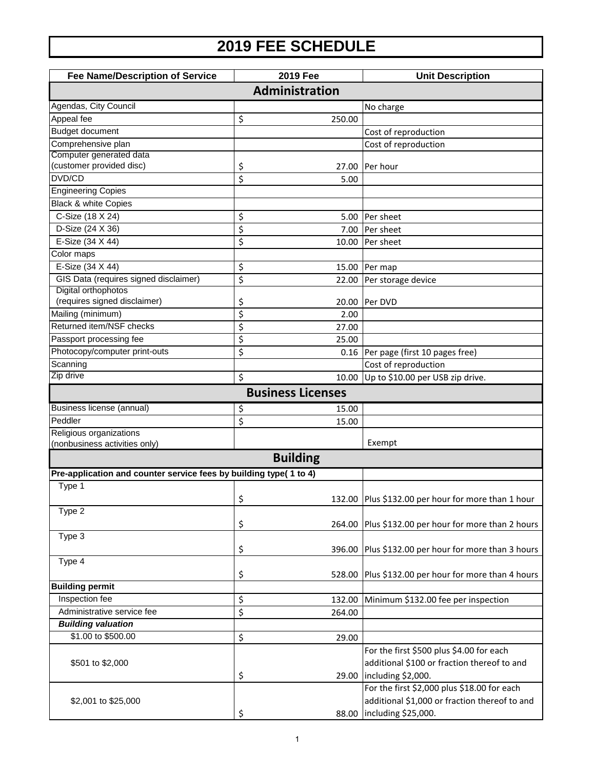# 2019 FEE SCHEDULE

| Fee Name/Description of Service | 2019 Fee | Unit Description |
|---|---|---|
| **Administration** | | |
| Agendas, City Council | | No charge |
| Appeal fee | $ 250.00 | |
| Budget document | | Cost of reproduction |
| Comprehensive plan | | Cost of reproduction |
| Computer generated data (customer provided disc) | $ 27.00 | Per hour |
| DVD/CD | $ 5.00 | |
| Engineering Copies | | |
| Black & white Copies | | |
| C-Size (18 X 24) | $ 5.00 | Per sheet |
| D-Size (24 X 36) | $ 7.00 | Per sheet |
| E-Size (34 X 44) | $ 10.00 | Per sheet |
| Color maps | | |
| E-Size (34 X 44) | $ 15.00 | Per map |
| GIS Data (requires signed disclaimer) | $ 22.00 | Per storage device |
| Digital orthophotos (requires signed disclaimer) | $ 20.00 | Per DVD |
| Mailing (minimum) | $ 2.00 | |
| Returned item/NSF checks | $ 27.00 | |
| Passport processing fee | $ 25.00 | |
| Photocopy/computer print-outs | $ 0.16 | Per page (first 10 pages free) |
| Scanning | | Cost of reproduction |
| Zip drive | $ 10.00 | Up to $10.00 per USB zip drive. |
| **Business Licenses** | | |
| Business license (annual) | $ 15.00 | |
| Peddler | $ 15.00 | |
| Religious organizations (nonbusiness activities only) | | Exempt |
| **Building** | | |
| **Pre-application and counter service fees by building type( 1 to 4)** | | |
| Type 1 | $ 132.00 | Plus $132.00 per hour for more than 1 hour |
| Type 2 | $ 264.00 | Plus $132.00 per hour for more than 2 hours |
| Type 3 | $ 396.00 | Plus $132.00 per hour for more than 3 hours |
| Type 4 | $ 528.00 | Plus $132.00 per hour for more than 4 hours |
| **Building permit** | | |
| Inspection fee | $ 132.00 | Minimum $132.00 fee per inspection |
| Administrative service fee | $ 264.00 | |
| ***Building valuation*** | | |
| $1.00 to $500.00 | $ 29.00 | |
| $501 to $2,000 | $ 29.00 | For the first $500 plus $4.00 for each additional $100 or fraction thereof to and including $2,000. |
| $2,001 to $25,000 | $ 88.00 | For the first $2,000 plus $18.00 for each additional $1,000 or fraction thereof to and including $25,000. |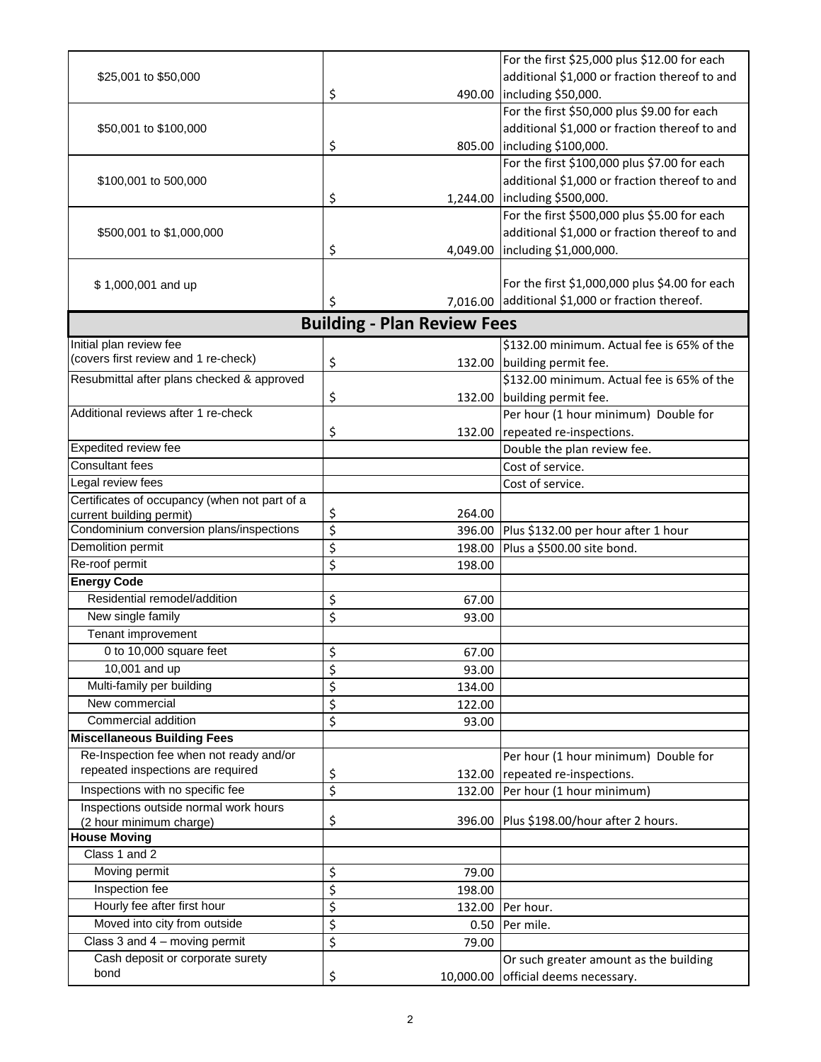| | | |
|---|---|---|
| $25,001 to $50,000 | $ 490.00 | For the first $25,000 plus $12.00 for each additional $1,000 or fraction thereof to and including $50,000. |
| $50,001 to $100,000 | $ 805.00 | For the first $50,000 plus $9.00 for each additional $1,000 or fraction thereof to and including $100,000. |
| $100,001 to 500,000 | $ 1,244.00 | For the first $100,000 plus $7.00 for each additional $1,000 or fraction thereof to and including $500,000. |
| $500,001 to $1,000,000 | $ 4,049.00 | For the first $500,000 plus $5.00 for each additional $1,000 or fraction thereof to and including $1,000,000. |
| $ 1,000,001 and up | $ 7,016.00 | For the first $1,000,000 plus $4.00 for each additional $1,000 or fraction thereof. |

## Building - Plan Review Fees

| | | |
|---|---|---|
| Initial plan review fee (covers first review and 1 re-check) | $ 132.00 | $132.00 minimum. Actual fee is 65% of the building permit fee. |
| Resubmittal after plans checked & approved | $ 132.00 | $132.00 minimum. Actual fee is 65% of the building permit fee. |
| Additional reviews after 1 re-check | $ 132.00 | Per hour (1 hour minimum) Double for repeated re-inspections. |
| Expedited review fee | | Double the plan review fee. |
| Consultant fees | | Cost of service. |
| Legal review fees | | Cost of service. |
| Certificates of occupancy (when not part of a current building permit) | $ 264.00 | |
| Condominium conversion plans/inspections | $ 396.00 | Plus $132.00 per hour after 1 hour |
| Demolition permit | $ 198.00 | Plus a $500.00 site bond. |
| Re-roof permit | $ 198.00 | |
| **Energy Code** | | |
| Residential remodel/addition | $ 67.00 | |
| New single family | $ 93.00 | |
| Tenant improvement | | |
| 0 to 10,000 square feet | $ 67.00 | |
| 10,001 and up | $ 93.00 | |
| Multi-family per building | $ 134.00 | |
| New commercial | $ 122.00 | |
| Commercial addition | $ 93.00 | |
| **Miscellaneous Building Fees** | | |
| Re-Inspection fee when not ready and/or repeated inspections are required | $ 132.00 | Per hour (1 hour minimum) Double for repeated re-inspections. |
| Inspections with no specific fee | $ 132.00 | Per hour (1 hour minimum) |
| Inspections outside normal work hours (2 hour minimum charge) | $ 396.00 | Plus $198.00/hour after 2 hours. |
| **House Moving** | | |
| Class 1 and 2 | | |
| Moving permit | $ 79.00 | |
| Inspection fee | $ 198.00 | |
| Hourly fee after first hour | $ 132.00 | Per hour. |
| Moved into city from outside | $ 0.50 | Per mile. |
| Class 3 and 4 – moving permit | $ 79.00 | |
| Cash deposit or corporate surety bond | $ 10,000.00 | Or such greater amount as the building official deems necessary. |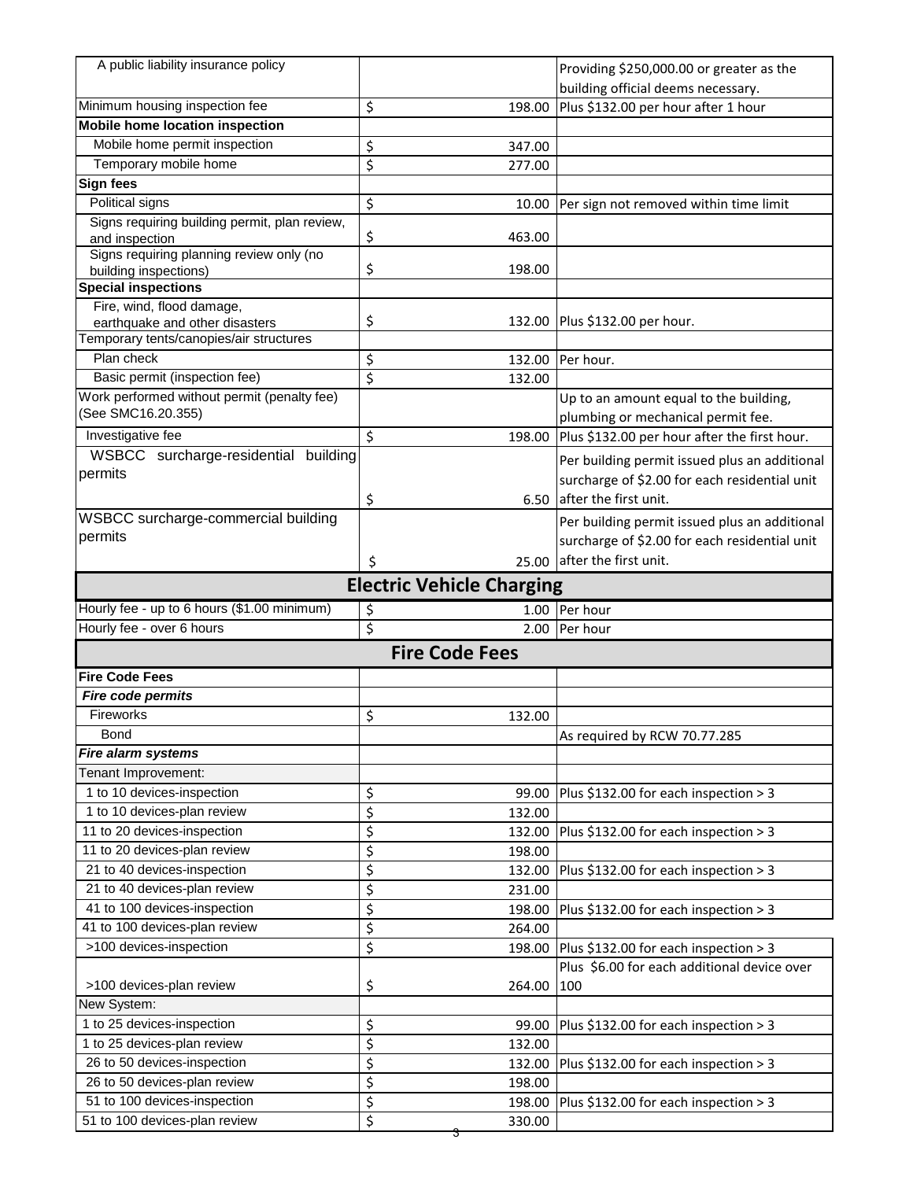| | | |
|---|---|---|
| A public liability insurance policy | | Providing $250,000.00 or greater as the building official deems necessary. |
| Minimum housing inspection fee | $ 198.00 | Plus $132.00 per hour after 1 hour |
| **Mobile home location inspection** | | |
| Mobile home permit inspection | $ 347.00 | |
| Temporary mobile home | $ 277.00 | |
| **Sign fees** | | |
| Political signs | $ 10.00 | Per sign not removed within time limit |
| Signs requiring building permit, plan review, and inspection | $ 463.00 | |
| Signs requiring planning review only (no building inspections) | $ 198.00 | |
| **Special inspections** | | |
| Fire, wind, flood damage, earthquake and other disasters | $ 132.00 | Plus $132.00 per hour. |
| Temporary tents/canopies/air structures | | |
| Plan check | $ 132.00 | Per hour. |
| Basic permit (inspection fee) | $ 132.00 | |
| Work performed without permit (penalty fee) (See SMC16.20.355) | | Up to an amount equal to the building, plumbing or mechanical permit fee. |
| Investigative fee | $ 198.00 | Plus $132.00 per hour after the first hour. |
| WSBCC surcharge-residential building permits | $ 6.50 | Per building permit issued plus an additional surcharge of $2.00 for each residential unit after the first unit. |
| WSBCC surcharge-commercial building permits | $ 25.00 | Per building permit issued plus an additional surcharge of $2.00 for each residential unit after the first unit. |

## Electric Vehicle Charging

| | | |
|---|---|---|
| Hourly fee - up to 6 hours ($1.00 minimum) | $ 1.00 | Per hour |
| Hourly fee - over 6 hours | $ 2.00 | Per hour |

## Fire Code Fees

| | | |
|---|---|---|
| **Fire Code Fees** | | |
| ***Fire code permits*** | | |
| Fireworks | $ 132.00 | |
| Bond | | As required by RCW 70.77.285 |
| ***Fire alarm systems*** | | |
| Tenant Improvement: | | |
| 1 to 10 devices-inspection | $ 99.00 | Plus $132.00 for each inspection > 3 |
| 1 to 10 devices-plan review | $ 132.00 | |
| 11 to 20 devices-inspection | $ 132.00 | Plus $132.00 for each inspection > 3 |
| 11 to 20 devices-plan review | $ 198.00 | |
| 21 to 40 devices-inspection | $ 132.00 | Plus $132.00 for each inspection > 3 |
| 21 to 40 devices-plan review | $ 231.00 | |
| 41 to 100 devices-inspection | $ 198.00 | Plus $132.00 for each inspection > 3 |
| 41 to 100 devices-plan review | $ 264.00 | |
| >100 devices-inspection | $ 198.00 | Plus $132.00 for each inspection > 3 |
| >100 devices-plan review | $ 264.00 | Plus $6.00 for each additional device over 100 |
| New System: | | |
| 1 to 25 devices-inspection | $ 99.00 | Plus $132.00 for each inspection > 3 |
| 1 to 25 devices-plan review | $ 132.00 | |
| 26 to 50 devices-inspection | $ 132.00 | Plus $132.00 for each inspection > 3 |
| 26 to 50 devices-plan review | $ 198.00 | |
| 51 to 100 devices-inspection | $ 198.00 | Plus $132.00 for each inspection > 3 |
| 51 to 100 devices-plan review | $ 330.00 | |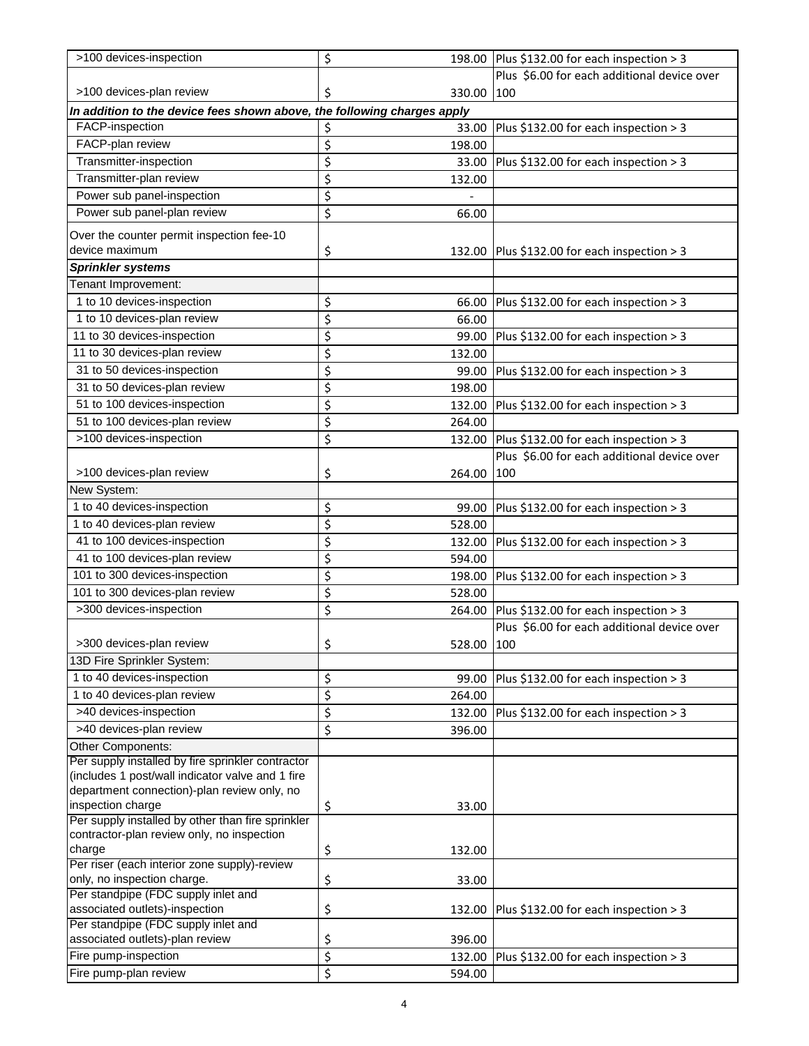| | | |
|---|---|---|
| >100 devices-inspection | $ 198.00 | Plus $132.00 for each inspection > 3 |
| >100 devices-plan review | $ 330.00 | Plus $6.00 for each additional device over 100 |
| ***In addition to the device fees shown above, the following charges apply*** | | |
| FACP-inspection | $ 33.00 | Plus $132.00 for each inspection > 3 |
| FACP-plan review | $ 198.00 | |
| Transmitter-inspection | $ 33.00 | Plus $132.00 for each inspection > 3 |
| Transmitter-plan review | $ 132.00 | |
| Power sub panel-inspection | $ - | |
| Power sub panel-plan review | $ 66.00 | |
| Over the counter permit inspection fee-10 device maximum | $ 132.00 | Plus $132.00 for each inspection > 3 |
| ***Sprinkler systems*** | | |
| Tenant Improvement: | | |
| 1 to 10 devices-inspection | $ 66.00 | Plus $132.00 for each inspection > 3 |
| 1 to 10 devices-plan review | $ 66.00 | |
| 11 to 30 devices-inspection | $ 99.00 | Plus $132.00 for each inspection > 3 |
| 11 to 30 devices-plan review | $ 132.00 | |
| 31 to 50 devices-inspection | $ 99.00 | Plus $132.00 for each inspection > 3 |
| 31 to 50 devices-plan review | $ 198.00 | |
| 51 to 100 devices-inspection | $ 132.00 | Plus $132.00 for each inspection > 3 |
| 51 to 100 devices-plan review | $ 264.00 | |
| >100 devices-inspection | $ 132.00 | Plus $132.00 for each inspection > 3 |
| >100 devices-plan review | $ 264.00 | Plus $6.00 for each additional device over 100 |
| New System: | | |
| 1 to 40 devices-inspection | $ 99.00 | Plus $132.00 for each inspection > 3 |
| 1 to 40 devices-plan review | $ 528.00 | |
| 41 to 100 devices-inspection | $ 132.00 | Plus $132.00 for each inspection > 3 |
| 41 to 100 devices-plan review | $ 594.00 | |
| 101 to 300 devices-inspection | $ 198.00 | Plus $132.00 for each inspection > 3 |
| 101 to 300 devices-plan review | $ 528.00 | |
| >300 devices-inspection | $ 264.00 | Plus $132.00 for each inspection > 3 |
| >300 devices-plan review | $ 528.00 | Plus $6.00 for each additional device over 100 |
| 13D Fire Sprinkler System: | | |
| 1 to 40 devices-inspection | $ 99.00 | Plus $132.00 for each inspection > 3 |
| 1 to 40 devices-plan review | $ 264.00 | |
| >40 devices-inspection | $ 132.00 | Plus $132.00 for each inspection > 3 |
| >40 devices-plan review | $ 396.00 | |
| Other Components: | | |
| Per supply installed by fire sprinkler contractor (includes 1 post/wall indicator valve and 1 fire department connection)-plan review only, no inspection charge | $ 33.00 | |
| Per supply installed by other than fire sprinkler contractor-plan review only, no inspection charge | $ 132.00 | |
| Per riser (each interior zone supply)-review only, no inspection charge. | $ 33.00 | |
| Per standpipe (FDC supply inlet and associated outlets)-inspection | $ 132.00 | Plus $132.00 for each inspection > 3 |
| Per standpipe (FDC supply inlet and associated outlets)-plan review | $ 396.00 | |
| Fire pump-inspection | $ 132.00 | Plus $132.00 for each inspection > 3 |
| Fire pump-plan review | $ 594.00 | |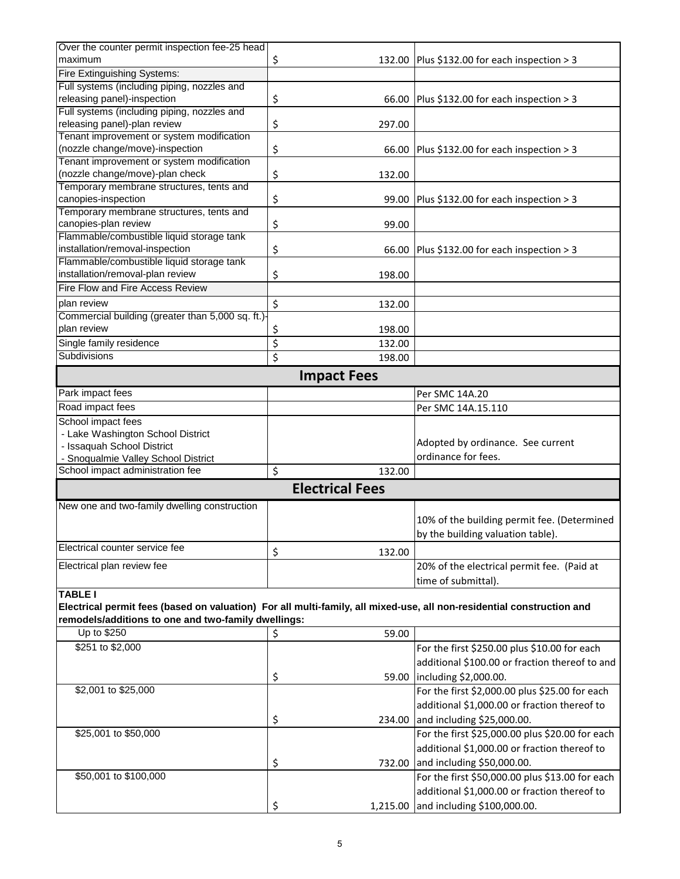| | | |
|---|---|---|
| Over the counter permit inspection fee-25 head maximum | $ 132.00 | Plus $132.00 for each inspection > 3 |
| Fire Extinguishing Systems: | | |
| Full systems (including piping, nozzles and releasing panel)-inspection | $ 66.00 | Plus $132.00 for each inspection > 3 |
| Full systems (including piping, nozzles and releasing panel)-plan review | $ 297.00 | |
| Tenant improvement or system modification (nozzle change/move)-inspection | $ 66.00 | Plus $132.00 for each inspection > 3 |
| Tenant improvement or system modification (nozzle change/move)-plan check | $ 132.00 | |
| Temporary membrane structures, tents and canopies-inspection | $ 99.00 | Plus $132.00 for each inspection > 3 |
| Temporary membrane structures, tents and canopies-plan review | $ 99.00 | |
| Flammable/combustible liquid storage tank installation/removal-inspection | $ 66.00 | Plus $132.00 for each inspection > 3 |
| Flammable/combustible liquid storage tank installation/removal-plan review | $ 198.00 | |
| Fire Flow and Fire Access Review | | |
| plan review | $ 132.00 | |
| Commercial building (greater than 5,000 sq. ft.)-plan review | $ 198.00 | |
| Single family residence | $ 132.00 | |
| Subdivisions | $ 198.00 | |

## Impact Fees

| | | |
|---|---|---|
| Park impact fees | | Per SMC 14A.20 |
| Road impact fees | | Per SMC 14A.15.110 |
| School impact fees<br>- Lake Washington School District<br>- Issaquah School District<br>- Snoqualmie Valley School District | | Adopted by ordinance. See current ordinance for fees. |
| School impact administration fee | $ 132.00 | |

## Electrical Fees

| | | |
|---|---|---|
| New one and two-family dwelling construction | | 10% of the building permit fee. (Determined by the building valuation table). |
| Electrical counter service fee | $ 132.00 | |
| Electrical plan review fee | | 20% of the electrical permit fee. (Paid at time of submittal). |

**TABLE I**
**Electrical permit fees (based on valuation) For all multi-family, all mixed-use, all non-residential construction and remodels/additions to one and two-family dwellings:**

| | | |
|---|---|---|
| Up to $250 | $ 59.00 | |
| $251 to $2,000 | $ 59.00 | For the first $250.00 plus $10.00 for each additional $100.00 or fraction thereof to and including $2,000.00. |
| $2,001 to $25,000 | $ 234.00 | For the first $2,000.00 plus $25.00 for each additional $1,000.00 or fraction thereof to and including $25,000.00. |
| $25,001 to $50,000 | $ 732.00 | For the first $25,000.00 plus $20.00 for each additional $1,000.00 or fraction thereof to and including $50,000.00. |
| $50,001 to $100,000 | $ 1,215.00 | For the first $50,000.00 plus $13.00 for each additional $1,000.00 or fraction thereof to and including $100,000.00. |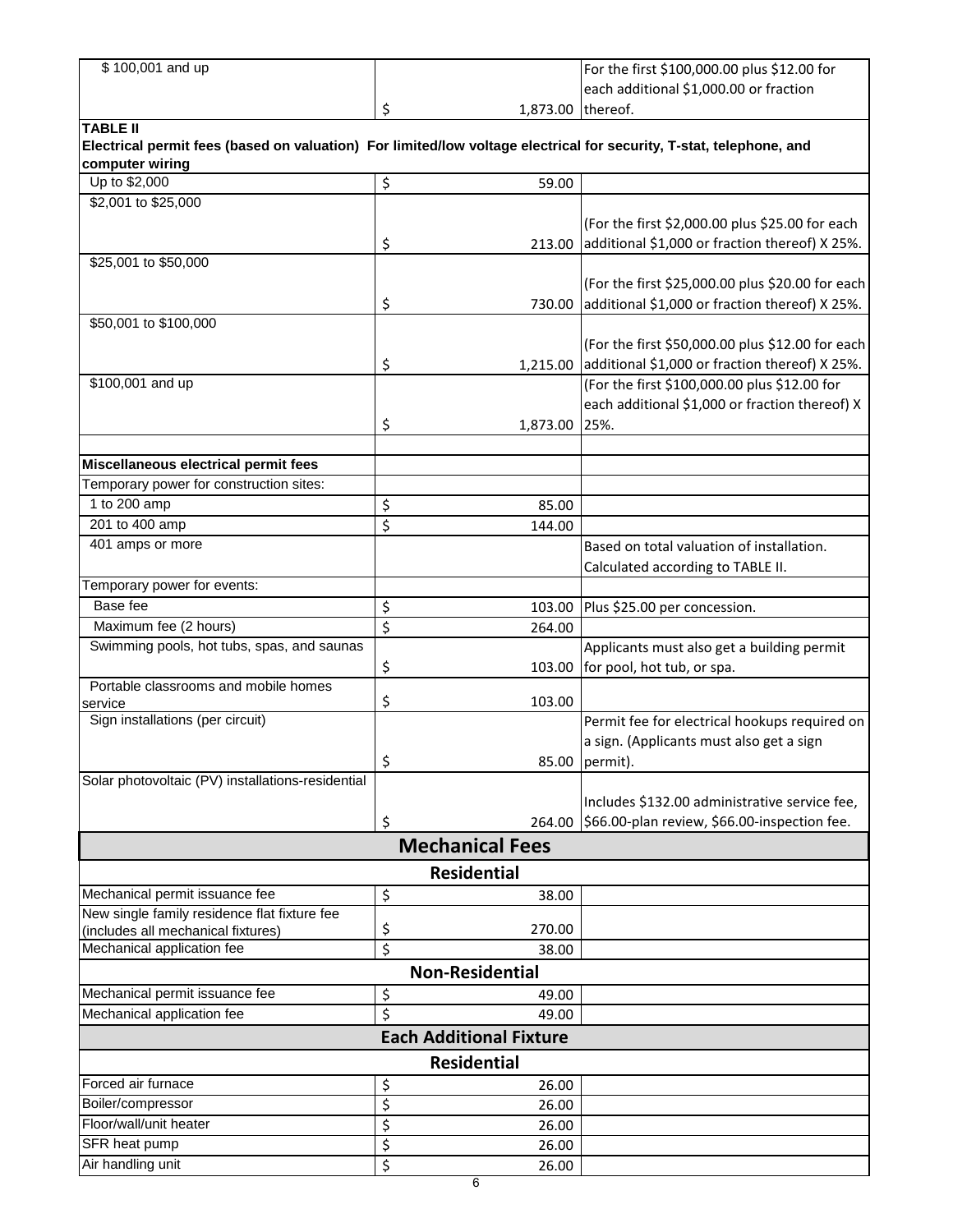| | | |
|---|---|---|
| $ 100,001 and up | $ 1,873.00 | For the first $100,000.00 plus $12.00 for each additional $1,000.00 or fraction thereof. |

**TABLE II**
**Electrical permit fees (based on valuation) For limited/low voltage electrical for security, T-stat, telephone, and computer wiring**

| | | |
|---|---|---|
| Up to $2,000 | $ 59.00 | |
| $2,001 to $25,000 | $ 213.00 | (For the first $2,000.00 plus $25.00 for each additional $1,000 or fraction thereof) X 25%. |
| $25,001 to $50,000 | $ 730.00 | (For the first $25,000.00 plus $20.00 for each additional $1,000 or fraction thereof) X 25%. |
| $50,001 to $100,000 | $ 1,215.00 | (For the first $50,000.00 plus $12.00 for each additional $1,000 or fraction thereof) X 25%. |
| $100,001 and up | $ 1,873.00 | (For the first $100,000.00 plus $12.00 for each additional $1,000 or fraction thereof) X 25%. |
| | | |
| **Miscellaneous electrical permit fees** | | |
| Temporary power for construction sites: | | |
| 1 to 200 amp | $ 85.00 | |
| 201 to 400 amp | $ 144.00 | |
| 401 amps or more | | Based on total valuation of installation. Calculated according to TABLE II. |
| Temporary power for events: | | |
| Base fee | $ 103.00 | Plus $25.00 per concession. |
| Maximum fee (2 hours) | $ 264.00 | |
| Swimming pools, hot tubs, spas, and saunas | $ 103.00 | Applicants must also get a building permit for pool, hot tub, or spa. |
| Portable classrooms and mobile homes service | $ 103.00 | |
| Sign installations (per circuit) | $ 85.00 | Permit fee for electrical hookups required on a sign. (Applicants must also get a sign permit). |
| Solar photovoltaic (PV) installations-residential | $ 264.00 | Includes $132.00 administrative service fee, $66.00-plan review, $66.00-inspection fee. |

## Mechanical Fees

### Residential

| | | |
|---|---|---|
| Mechanical permit issuance fee | $ 38.00 | |
| New single family residence flat fixture fee (includes all mechanical fixtures) | $ 270.00 | |
| Mechanical application fee | $ 38.00 | |

### Non-Residential

| | | |
|---|---|---|
| Mechanical permit issuance fee | $ 49.00 | |
| Mechanical application fee | $ 49.00 | |

## Each Additional Fixture

### Residential

| | | |
|---|---|---|
| Forced air furnace | $ 26.00 | |
| Boiler/compressor | $ 26.00 | |
| Floor/wall/unit heater | $ 26.00 | |
| SFR heat pump | $ 26.00 | |
| Air handling unit | $ 26.00 | |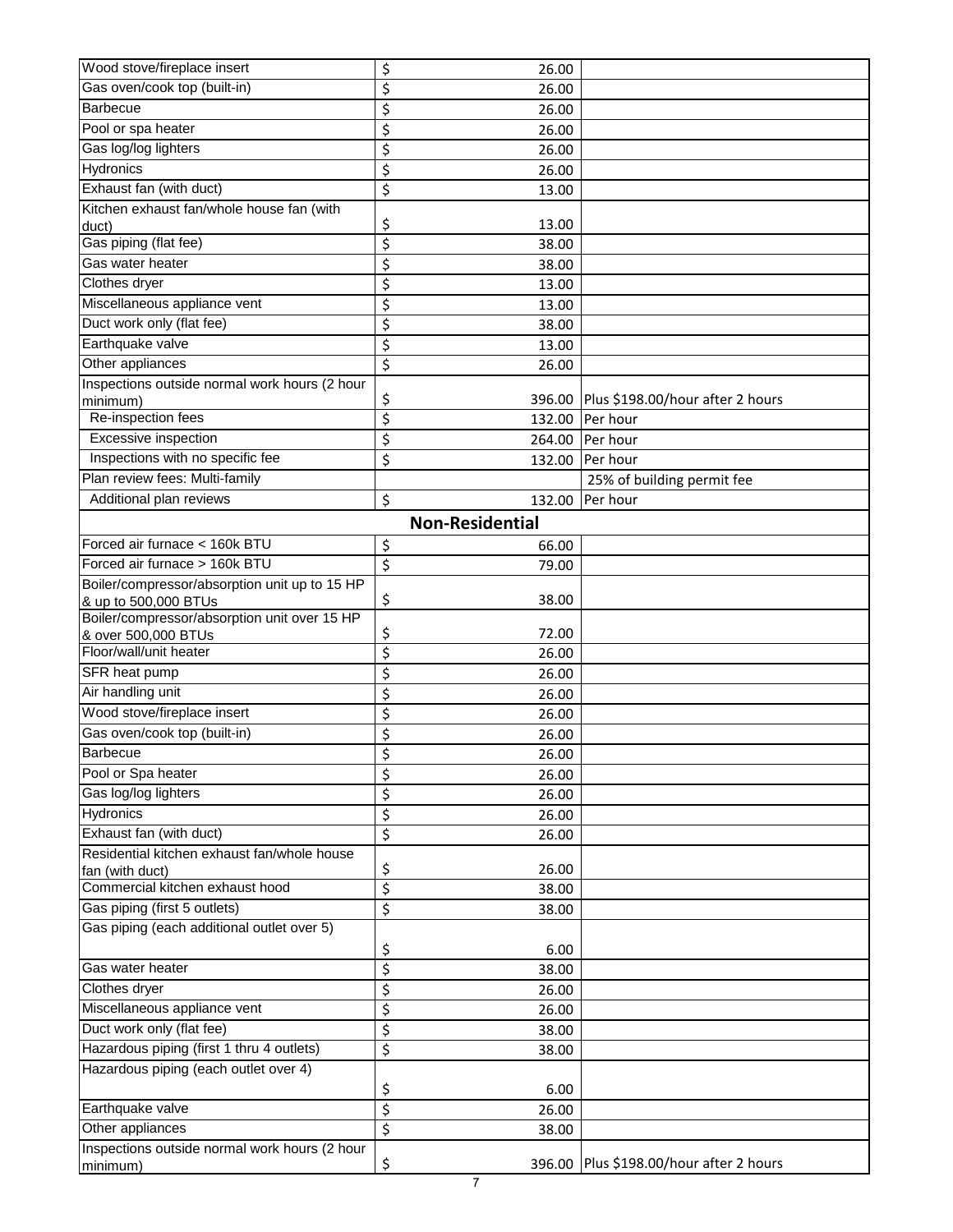| | | |
|---|---|---|
| Wood stove/fireplace insert | $ 26.00 | |
| Gas oven/cook top (built-in) | $ 26.00 | |
| Barbecue | $ 26.00 | |
| Pool or spa heater | $ 26.00 | |
| Gas log/log lighters | $ 26.00 | |
| Hydronics | $ 26.00 | |
| Exhaust fan (with duct) | $ 13.00 | |
| Kitchen exhaust fan/whole house fan (with duct) | $ 13.00 | |
| Gas piping (flat fee) | $ 38.00 | |
| Gas water heater | $ 38.00 | |
| Clothes dryer | $ 13.00 | |
| Miscellaneous appliance vent | $ 13.00 | |
| Duct work only (flat fee) | $ 38.00 | |
| Earthquake valve | $ 13.00 | |
| Other appliances | $ 26.00 | |
| Inspections outside normal work hours (2 hour minimum) | $ 396.00 | Plus $198.00/hour after 2 hours |
| Re-inspection fees | $ 132.00 | Per hour |
| Excessive inspection | $ 264.00 | Per hour |
| Inspections with no specific fee | $ 132.00 | Per hour |
| Plan review fees: Multi-family | | 25% of building permit fee |
| Additional plan reviews | $ 132.00 | Per hour |
| **Non-Residential** | | |
| Forced air furnace < 160k BTU | $ 66.00 | |
| Forced air furnace > 160k BTU | $ 79.00 | |
| Boiler/compressor/absorption unit up to 15 HP & up to 500,000 BTUs | $ 38.00 | |
| Boiler/compressor/absorption unit over 15 HP & over 500,000 BTUs | $ 72.00 | |
| Floor/wall/unit heater | $ 26.00 | |
| SFR heat pump | $ 26.00 | |
| Air handling unit | $ 26.00 | |
| Wood stove/fireplace insert | $ 26.00 | |
| Gas oven/cook top (built-in) | $ 26.00 | |
| Barbecue | $ 26.00 | |
| Pool or Spa heater | $ 26.00 | |
| Gas log/log lighters | $ 26.00 | |
| Hydronics | $ 26.00 | |
| Exhaust fan (with duct) | $ 26.00 | |
| Residential kitchen exhaust fan/whole house fan (with duct) | $ 26.00 | |
| Commercial kitchen exhaust hood | $ 38.00 | |
| Gas piping (first 5 outlets) | $ 38.00 | |
| Gas piping (each additional outlet over 5) | $ 6.00 | |
| Gas water heater | $ 38.00 | |
| Clothes dryer | $ 26.00 | |
| Miscellaneous appliance vent | $ 26.00 | |
| Duct work only (flat fee) | $ 38.00 | |
| Hazardous piping (first 1 thru 4 outlets) | $ 38.00 | |
| Hazardous piping (each outlet over 4) | $ 6.00 | |
| Earthquake valve | $ 26.00 | |
| Other appliances | $ 38.00 | |
| Inspections outside normal work hours (2 hour minimum) | $ 396.00 | Plus $198.00/hour after 2 hours |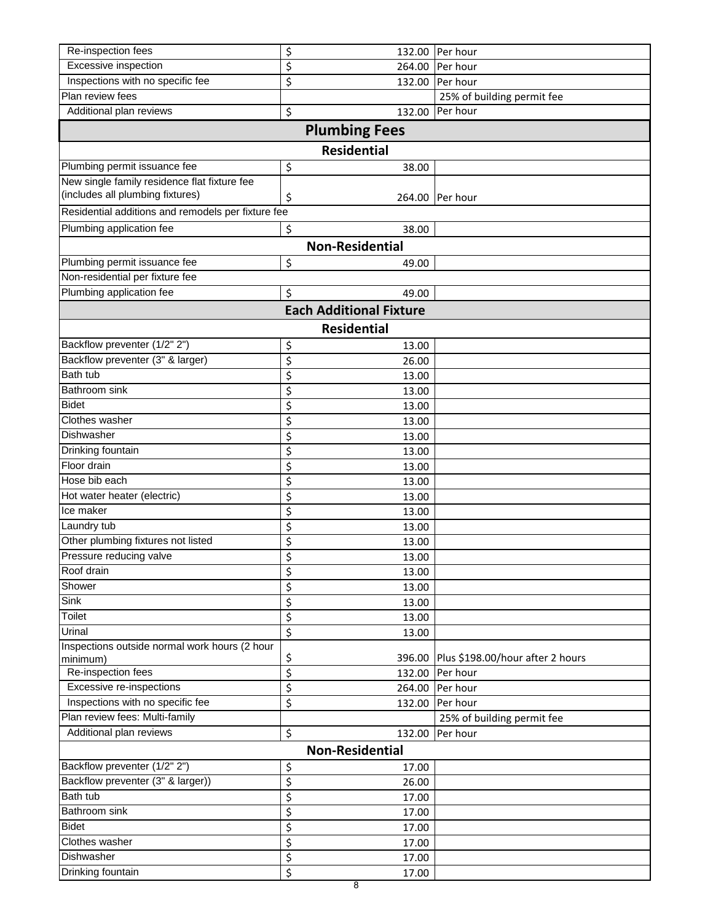| | | |
|---|---|---|
| Re-inspection fees | $ 132.00 | Per hour |
| Excessive inspection | $ 264.00 | Per hour |
| Inspections with no specific fee | $ 132.00 | Per hour |
| Plan review fees | | 25% of building permit fee |
| Additional plan reviews | $ 132.00 | Per hour |
| **Plumbing Fees** | | |
| **Residential** | | |
| Plumbing permit issuance fee | $ 38.00 | |
| New single family residence flat fixture fee (includes all plumbing fixtures) | $ 264.00 | Per hour |
| Residential additions and remodels per fixture fee | | |
| Plumbing application fee | $ 38.00 | |
| **Non-Residential** | | |
| Plumbing permit issuance fee | $ 49.00 | |
| Non-residential per fixture fee | | |
| Plumbing application fee | $ 49.00 | |
| **Each Additional Fixture** | | |
| **Residential** | | |
| Backflow preventer (1/2" 2") | $ 13.00 | |
| Backflow preventer (3" & larger) | $ 26.00 | |
| Bath tub | $ 13.00 | |
| Bathroom sink | $ 13.00 | |
| Bidet | $ 13.00 | |
| Clothes washer | $ 13.00 | |
| Dishwasher | $ 13.00 | |
| Drinking fountain | $ 13.00 | |
| Floor drain | $ 13.00 | |
| Hose bib each | $ 13.00 | |
| Hot water heater (electric) | $ 13.00 | |
| Ice maker | $ 13.00 | |
| Laundry tub | $ 13.00 | |
| Other plumbing fixtures not listed | $ 13.00 | |
| Pressure reducing valve | $ 13.00 | |
| Roof drain | $ 13.00 | |
| Shower | $ 13.00 | |
| Sink | $ 13.00 | |
| Toilet | $ 13.00 | |
| Urinal | $ 13.00 | |
| Inspections outside normal work hours (2 hour minimum) | $ 396.00 | Plus $198.00/hour after 2 hours |
| Re-inspection fees | $ 132.00 | Per hour |
| Excessive re-inspections | $ 264.00 | Per hour |
| Inspections with no specific fee | $ 132.00 | Per hour |
| Plan review fees: Multi-family | | 25% of building permit fee |
| Additional plan reviews | $ 132.00 | Per hour |
| **Non-Residential** | | |
| Backflow preventer (1/2" 2") | $ 17.00 | |
| Backflow preventer (3" & larger)) | $ 26.00 | |
| Bath tub | $ 17.00 | |
| Bathroom sink | $ 17.00 | |
| Bidet | $ 17.00 | |
| Clothes washer | $ 17.00 | |
| Dishwasher | $ 17.00 | |
| Drinking fountain | $ 17.00 | |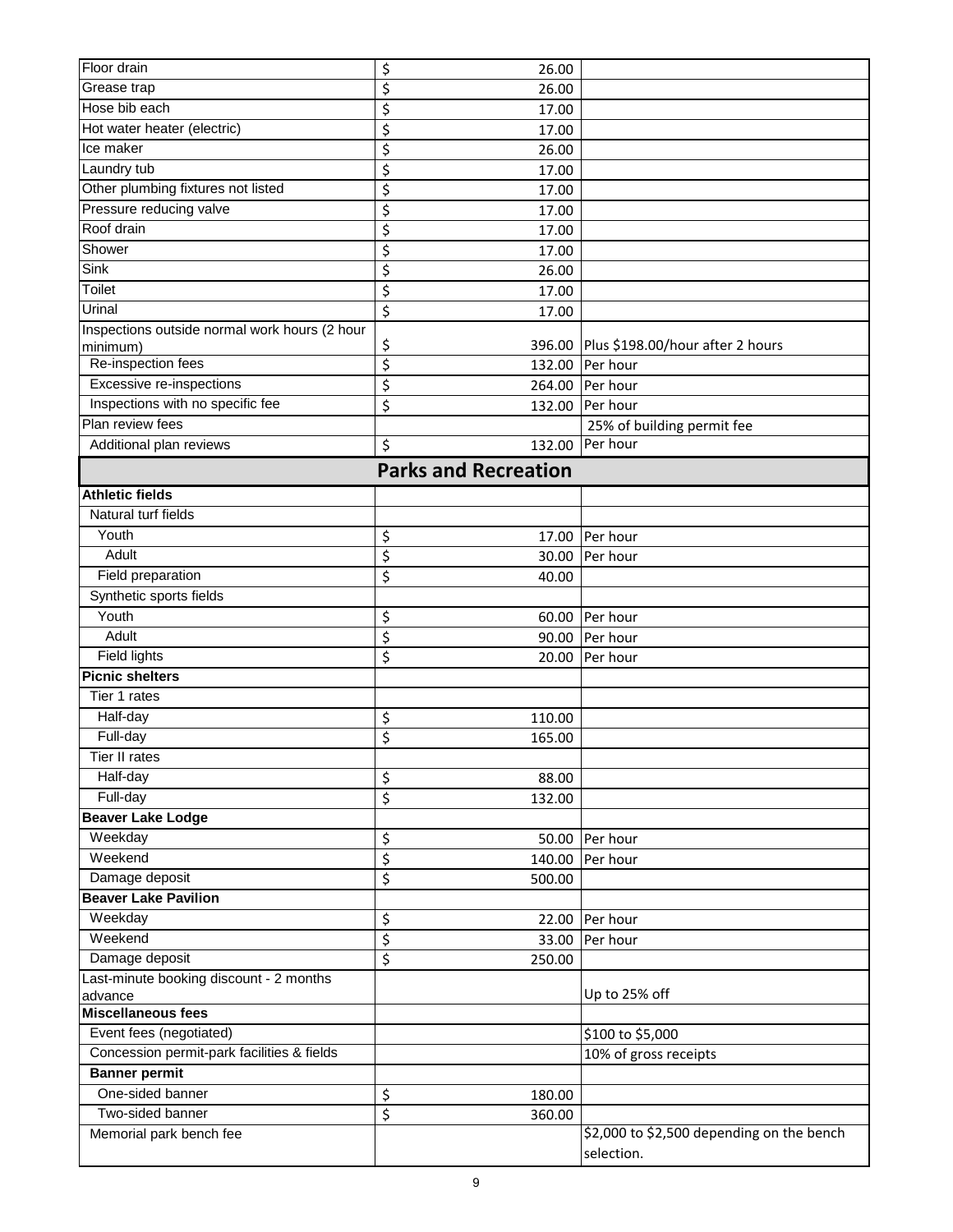| | | |
|---|---|---|
| Floor drain | $ 26.00 | |
| Grease trap | $ 26.00 | |
| Hose bib each | $ 17.00 | |
| Hot water heater (electric) | $ 17.00 | |
| Ice maker | $ 26.00 | |
| Laundry tub | $ 17.00 | |
| Other plumbing fixtures not listed | $ 17.00 | |
| Pressure reducing valve | $ 17.00 | |
| Roof drain | $ 17.00 | |
| Shower | $ 17.00 | |
| Sink | $ 26.00 | |
| Toilet | $ 17.00 | |
| Urinal | $ 17.00 | |
| Inspections outside normal work hours (2 hour minimum) | $ 396.00 | Plus $198.00/hour after 2 hours |
| Re-inspection fees | $ 132.00 | Per hour |
| Excessive re-inspections | $ 264.00 | Per hour |
| Inspections with no specific fee | $ 132.00 | Per hour |
| Plan review fees | | 25% of building permit fee |
| Additional plan reviews | $ 132.00 | Per hour |

## Parks and Recreation

| | | |
|---|---|---|
| **Athletic fields** | | |
| Natural turf fields | | |
| Youth | $ 17.00 | Per hour |
| Adult | $ 30.00 | Per hour |
| Field preparation | $ 40.00 | |
| Synthetic sports fields | | |
| Youth | $ 60.00 | Per hour |
| Adult | $ 90.00 | Per hour |
| Field lights | $ 20.00 | Per hour |
| **Picnic shelters** | | |
| Tier 1 rates | | |
| Half-day | $ 110.00 | |
| Full-day | $ 165.00 | |
| Tier II rates | | |
| Half-day | $ 88.00 | |
| Full-day | $ 132.00 | |
| **Beaver Lake Lodge** | | |
| Weekday | $ 50.00 | Per hour |
| Weekend | $ 140.00 | Per hour |
| Damage deposit | $ 500.00 | |
| **Beaver Lake Pavilion** | | |
| Weekday | $ 22.00 | Per hour |
| Weekend | $ 33.00 | Per hour |
| Damage deposit | $ 250.00 | |
| Last-minute booking discount - 2 months advance | | Up to 25% off |
| **Miscellaneous fees** | | |
| Event fees (negotiated) | | $100 to $5,000 |
| Concession permit-park facilities & fields | | 10% of gross receipts |
| **Banner permit** | | |
| One-sided banner | $ 180.00 | |
| Two-sided banner | $ 360.00 | |
| Memorial park bench fee | | $2,000 to $2,500 depending on the bench selection. |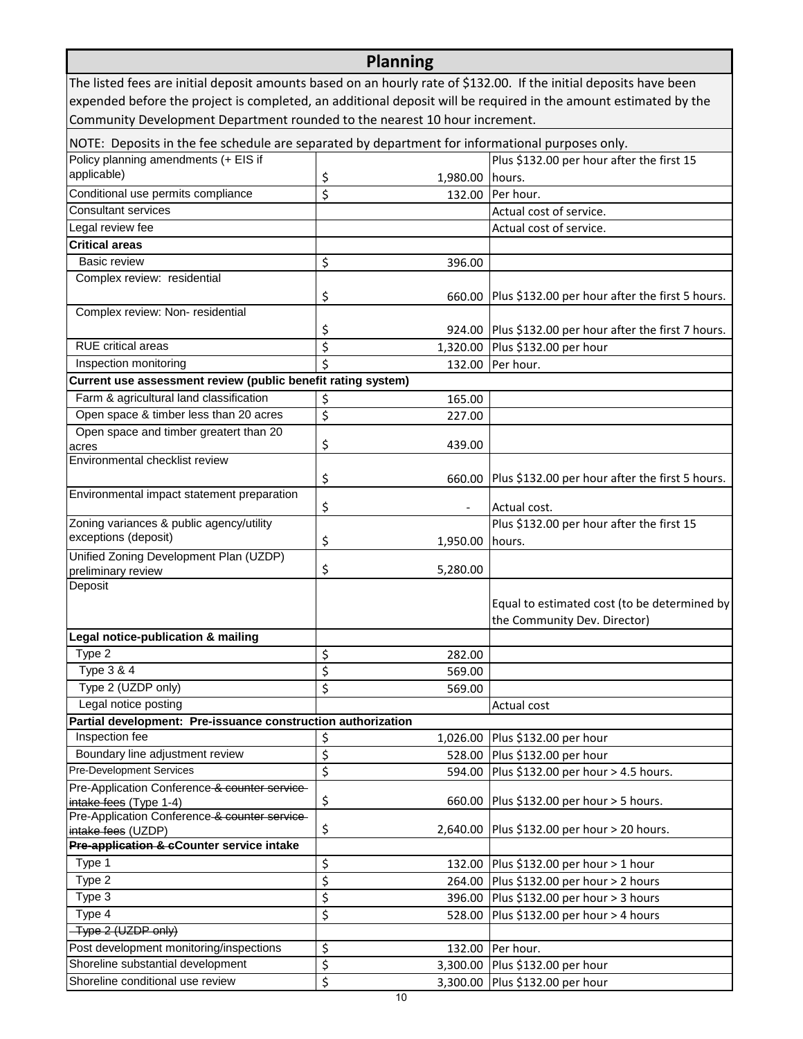## Planning

The listed fees are initial deposit amounts based on an hourly rate of $132.00. If the initial deposits have been expended before the project is completed, an additional deposit will be required in the amount estimated by the Community Development Department rounded to the nearest 10 hour increment.

NOTE: Deposits in the fee schedule are separated by department for informational purposes only.

| Item | Fee | Notes |
|---|---|---|
| Policy planning amendments (+ EIS if applicable) | $ 1,980.00 | Plus $132.00 per hour after the first 15 hours. |
| Conditional use permits compliance | $ 132.00 | Per hour. |
| Consultant services | | Actual cost of service. |
| Legal review fee | | Actual cost of service. |
| **Critical areas** | | |
| Basic review | $ 396.00 | |
| Complex review: residential | $ 660.00 | Plus $132.00 per hour after the first 5 hours. |
| Complex review: Non- residential | $ 924.00 | Plus $132.00 per hour after the first 7 hours. |
| RUE critical areas | $ 1,320.00 | Plus $132.00 per hour |
| Inspection monitoring | $ 132.00 | Per hour. |
| **Current use assessment review (public benefit rating system)** | | |
| Farm & agricultural land classification | $ 165.00 | |
| Open space & timber less than 20 acres | $ 227.00 | |
| Open space and timber greatert than 20 acres | $ 439.00 | |
| Environmental checklist review | $ 660.00 | Plus $132.00 per hour after the first 5 hours. |
| Environmental impact statement preparation | $ - | Actual cost. |
| Zoning variances & public agency/utility exceptions (deposit) | $ 1,950.00 | Plus $132.00 per hour after the first 15 hours. |
| Unified Zoning Development Plan (UZDP) preliminary review | $ 5,280.00 | |
| Deposit | | Equal to estimated cost (to be determined by the Community Dev. Director) |
| **Legal notice-publication & mailing** | | |
| Type 2 | $ 282.00 | |
| Type 3 & 4 | $ 569.00 | |
| Type 2 (UZDP only) | $ 569.00 | |
| Legal notice posting | | Actual cost |
| **Partial development: Pre-issuance construction authorization** | | |
| Inspection fee | $ 1,026.00 | Plus $132.00 per hour |
| Boundary line adjustment review | $ 528.00 | Plus $132.00 per hour |
| Pre-Development Services | $ 594.00 | Plus $132.00 per hour > 4.5 hours. |
| Pre-Application Conference ~~& counter service intake fees~~ (Type 1-4) | $ 660.00 | Plus $132.00 per hour > 5 hours. |
| Pre-Application Conference ~~& counter service intake fees~~ (UZDP) | $ 2,640.00 | Plus $132.00 per hour > 20 hours. |
| **~~Pre-application & c~~Counter service intake** | | |
| Type 1 | $ 132.00 | Plus $132.00 per hour > 1 hour |
| Type 2 | $ 264.00 | Plus $132.00 per hour > 2 hours |
| Type 3 | $ 396.00 | Plus $132.00 per hour > 3 hours |
| Type 4 | $ 528.00 | Plus $132.00 per hour > 4 hours |
| ~~Type 2 (UZDP only)~~ | | |
| Post development monitoring/inspections | $ 132.00 | Per hour. |
| Shoreline substantial development | $ 3,300.00 | Plus $132.00 per hour |
| Shoreline conditional use review | $ 3,300.00 | Plus $132.00 per hour |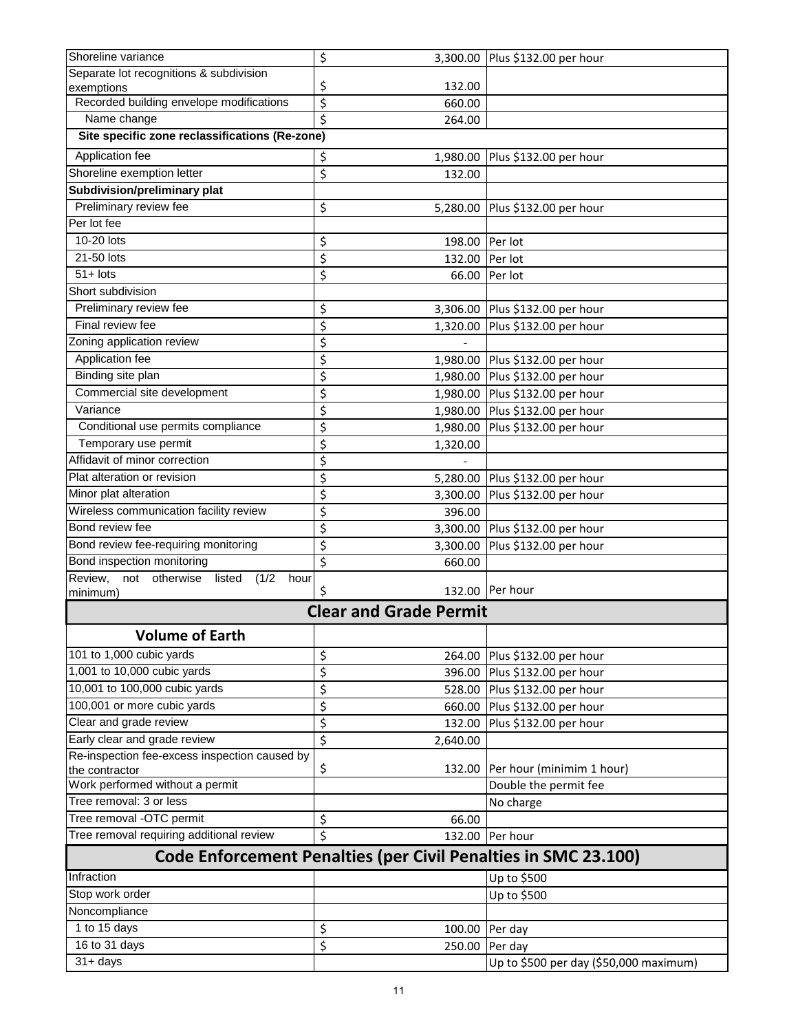| Shoreline variance | $ 3,300.00 | Plus $132.00 per hour |
|---|---|---|
| Separate lot recognitions & subdivision exemptions | $ 132.00 | |
| Recorded building envelope modifications | $ 660.00 | |
| Name change | $ 264.00 | |
| **Site specific zone reclassifications (Re-zone)** | | |
| Application fee | $ 1,980.00 | Plus $132.00 per hour |
| Shoreline exemption letter | $ 132.00 | |
| **Subdivision/preliminary plat** | | |
| Preliminary review fee | $ 5,280.00 | Plus $132.00 per hour |
| Per lot fee | | |
| 10-20 lots | $ 198.00 | Per lot |
| 21-50 lots | $ 132.00 | Per lot |
| 51+ lots | $ 66.00 | Per lot |
| Short subdivision | | |
| Preliminary review fee | $ 3,306.00 | Plus $132.00 per hour |
| Final review fee | $ 1,320.00 | Plus $132.00 per hour |
| Zoning application review | $ - | |
| Application fee | $ 1,980.00 | Plus $132.00 per hour |
| Binding site plan | $ 1,980.00 | Plus $132.00 per hour |
| Commercial site development | $ 1,980.00 | Plus $132.00 per hour |
| Variance | $ 1,980.00 | Plus $132.00 per hour |
| Conditional use permits compliance | $ 1,980.00 | Plus $132.00 per hour |
| Temporary use permit | $ 1,320.00 | |
| Affidavit of minor correction | $ - | |
| Plat alteration or revision | $ 5,280.00 | Plus $132.00 per hour |
| Minor plat alteration | $ 3,300.00 | Plus $132.00 per hour |
| Wireless communication facility review | $ 396.00 | |
| Bond review fee | $ 3,300.00 | Plus $132.00 per hour |
| Bond review fee-requiring monitoring | $ 3,300.00 | Plus $132.00 per hour |
| Bond inspection monitoring | $ 660.00 | |
| Review, not otherwise listed (1/2 hour minimum) | $ 132.00 | Per hour |
| **Clear and Grade Permit** | | |
| **Volume of Earth** | | |
| 101 to 1,000 cubic yards | $ 264.00 | Plus $132.00 per hour |
| 1,001 to 10,000 cubic yards | $ 396.00 | Plus $132.00 per hour |
| 10,001 to 100,000 cubic yards | $ 528.00 | Plus $132.00 per hour |
| 100,001 or more cubic yards | $ 660.00 | Plus $132.00 per hour |
| Clear and grade review | $ 132.00 | Plus $132.00 per hour |
| Early clear and grade review | $ 2,640.00 | |
| Re-inspection fee-excess inspection caused by the contractor | $ 132.00 | Per hour (minimim 1 hour) |
| Work performed without a permit | | Double the permit fee |
| Tree removal: 3 or less | | No charge |
| Tree removal -OTC permit | $ 66.00 | |
| Tree removal requiring additional review | $ 132.00 | Per hour |
| **Code Enforcement Penalties (per Civil Penalties in SMC 23.100)** | | |
| Infraction | | Up to $500 |
| Stop work order | | Up to $500 |
| Noncompliance | | |
| 1 to 15 days | $ 100.00 | Per day |
| 16 to 31 days | $ 250.00 | Per day |
| 31+ days | | Up to $500 per day ($50,000 maximum) |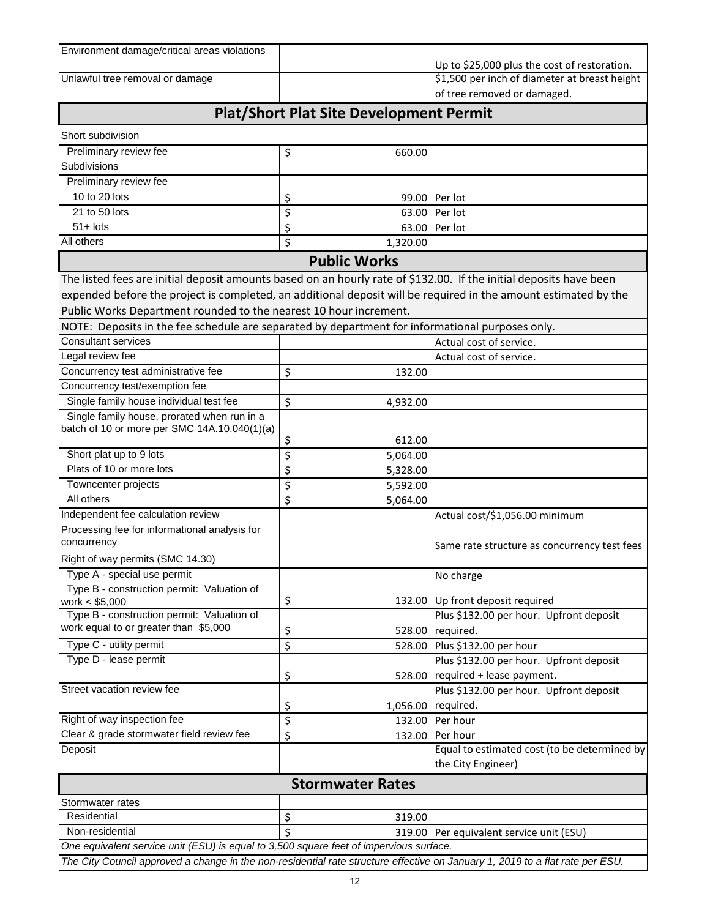| | | |
|---|---|---|
| Environment damage/critical areas violations | | Up to $25,000 plus the cost of restoration. |
| Unlawful tree removal or damage | | $1,500 per inch of diameter at breast height of tree removed or damaged. |

## Plat/Short Plat Site Development Permit

| | | |
|---|---|---|
| Short subdivision | | |
| Preliminary review fee | $ 660.00 | |
| Subdivisions | | |
| Preliminary review fee | | |
| 10 to 20 lots | $ 99.00 | Per lot |
| 21 to 50 lots | $ 63.00 | Per lot |
| 51+ lots | $ 63.00 | Per lot |
| All others | $ 1,320.00 | |

## Public Works

The listed fees are initial deposit amounts based on an hourly rate of $132.00. If the initial deposits have been expended before the project is completed, an additional deposit will be required in the amount estimated by the Public Works Department rounded to the nearest 10 hour increment.

NOTE: Deposits in the fee schedule are separated by department for informational purposes only.

| | | |
|---|---|---|
| Consultant services | | Actual cost of service. |
| Legal review fee | | Actual cost of service. |
| Concurrency test administrative fee | $ 132.00 | |
| Concurrency test/exemption fee | | |
| Single family house individual test fee | $ 4,932.00 | |
| Single family house, prorated when run in a batch of 10 or more per SMC 14A.10.040(1)(a) | $ 612.00 | |
| Short plat up to 9 lots | $ 5,064.00 | |
| Plats of 10 or more lots | $ 5,328.00 | |
| Towncenter projects | $ 5,592.00 | |
| All others | $ 5,064.00 | |
| Independent fee calculation review | | Actual cost/$1,056.00 minimum |
| Processing fee for informational analysis for concurrency | | Same rate structure as concurrency test fees |
| Right of way permits (SMC 14.30) | | |
| Type A - special use permit | | No charge |
| Type B - construction permit: Valuation of work < $5,000 | $ 132.00 | Up front deposit required |
| Type B - construction permit: Valuation of work equal to or greater than $5,000 | $ 528.00 | Plus $132.00 per hour. Upfront deposit required. |
| Type C - utility permit | $ 528.00 | Plus $132.00 per hour |
| Type D - lease permit | $ 528.00 | Plus $132.00 per hour. Upfront deposit required + lease payment. |
| Street vacation review fee | $ 1,056.00 | Plus $132.00 per hour. Upfront deposit required. |
| Right of way inspection fee | $ 132.00 | Per hour |
| Clear & grade stormwater field review fee | $ 132.00 | Per hour |
| Deposit | | Equal to estimated cost (to be determined by the City Engineer) |

## Stormwater Rates

| | | |
|---|---|---|
| Stormwater rates | | |
| Residential | $ 319.00 | |
| Non-residential | $ 319.00 | Per equivalent service unit (ESU) |

*One equivalent service unit (ESU) is equal to 3,500 square feet of impervious surface.*

*The City Council approved a change in the non-residential rate structure effective on January 1, 2019 to a flat rate per ESU.*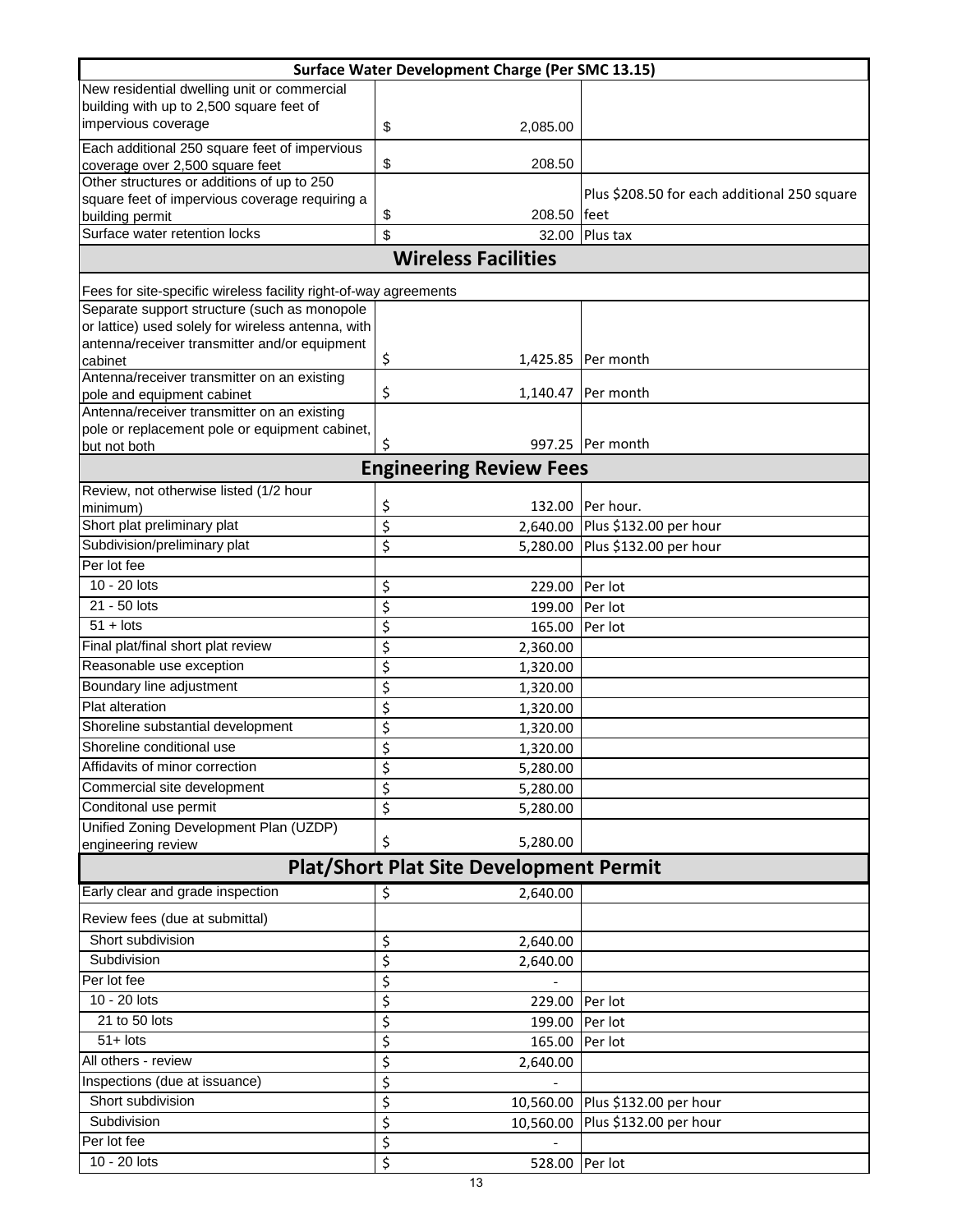| Surface Water Development Charge (Per SMC 13.15) | | |
|---|---|---|
| New residential dwelling unit or commercial building with up to 2,500 square feet of impervious coverage | $ 2,085.00 | |
| Each additional 250 square feet of impervious coverage over 2,500 square feet | $ 208.50 | |
| Other structures or additions of up to 250 square feet of impervious coverage requiring a building permit | $ 208.50 | Plus $208.50 for each additional 250 square feet |
| Surface water retention locks | $ 32.00 | Plus tax |
| **Wireless Facilities** | | |
| Fees for site-specific wireless facility right-of-way agreements | | |
| Separate support structure (such as monopole or lattice) used solely for wireless antenna, with antenna/receiver transmitter and/or equipment cabinet | $ 1,425.85 | Per month |
| Antenna/receiver transmitter on an existing pole and equipment cabinet | $ 1,140.47 | Per month |
| Antenna/receiver transmitter on an existing pole or replacement pole or equipment cabinet, but not both | $ 997.25 | Per month |
| **Engineering Review Fees** | | |
| Review, not otherwise listed (1/2 hour minimum) | $ 132.00 | Per hour. |
| Short plat preliminary plat | $ 2,640.00 | Plus $132.00 per hour |
| Subdivision/preliminary plat | $ 5,280.00 | Plus $132.00 per hour |
| Per lot fee | | |
| 10 - 20 lots | $ 229.00 | Per lot |
| 21 - 50 lots | $ 199.00 | Per lot |
| 51 + lots | $ 165.00 | Per lot |
| Final plat/final short plat review | $ 2,360.00 | |
| Reasonable use exception | $ 1,320.00 | |
| Boundary line adjustment | $ 1,320.00 | |
| Plat alteration | $ 1,320.00 | |
| Shoreline substantial development | $ 1,320.00 | |
| Shoreline conditional use | $ 1,320.00 | |
| Affidavits of minor correction | $ 5,280.00 | |
| Commercial site development | $ 5,280.00 | |
| Conditonal use permit | $ 5,280.00 | |
| Unified Zoning Development Plan (UZDP) engineering review | $ 5,280.00 | |
| **Plat/Short Plat Site Development Permit** | | |
| Early clear and grade inspection | $ 2,640.00 | |
| Review fees (due at submittal) | | |
| Short subdivision | $ 2,640.00 | |
| Subdivision | $ 2,640.00 | |
| Per lot fee | $ - | |
| 10 - 20 lots | $ 229.00 | Per lot |
| 21 to 50 lots | $ 199.00 | Per lot |
| 51+ lots | $ 165.00 | Per lot |
| All others - review | $ 2,640.00 | |
| Inspections (due at issuance) | $ - | |
| Short subdivision | $ 10,560.00 | Plus $132.00 per hour |
| Subdivision | $ 10,560.00 | Plus $132.00 per hour |
| Per lot fee | $ - | |
| 10 - 20 lots | $ 528.00 | Per lot |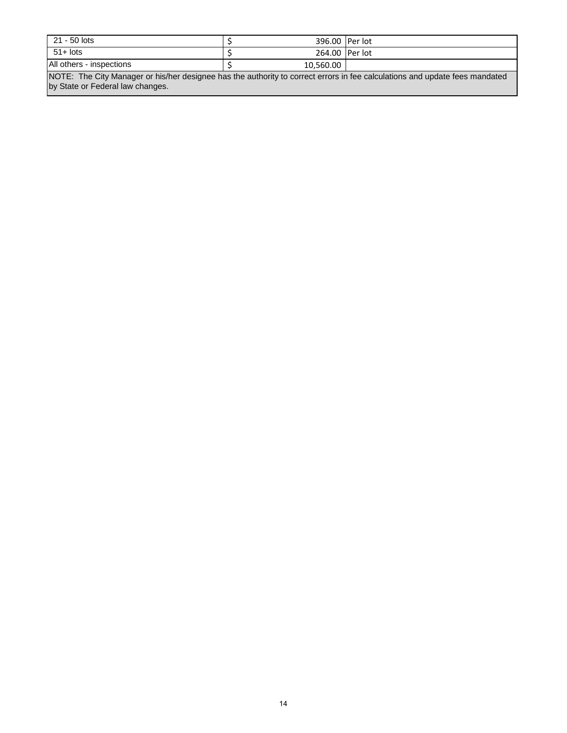| | | | |
|---|---|---|---|
| 21 - 50 lots | $ | 396.00 | Per lot |
| 51+ lots | $ | 264.00 | Per lot |
| All others - inspections | $ | 10,560.00 | |

NOTE: The City Manager or his/her designee has the authority to correct errors in fee calculations and update fees mandated by State or Federal law changes.